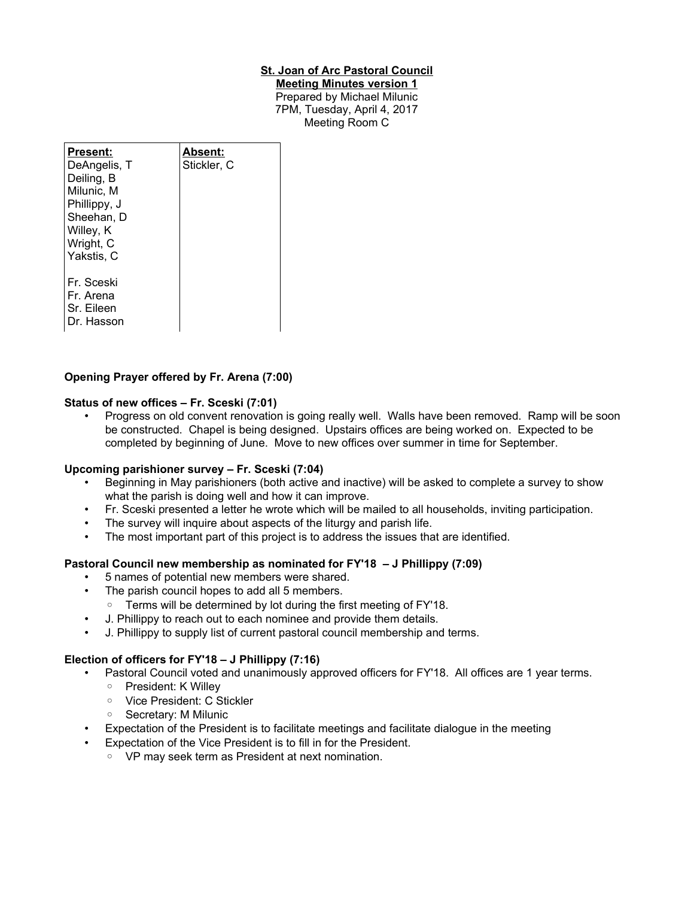**St. Joan of Arc Pastoral Council**
**Meeting Minutes version 1**
Prepared by Michael Milunic
7PM, Tuesday, April 4, 2017
Meeting Room C

| **Present:** | **Absent:** |
|---|---|
| DeAngelis, T | Stickler, C |
| Deiling, B | |
| Milunic, M | |
| Phillippy, J | |
| Sheehan, D | |
| Willey, K | |
| Wright, C | |
| Yakstis, C | |
| | |
| Fr. Sceski | |
| Fr. Arena | |
| Sr. Eileen | |
| Dr. Hasson | |

**Opening Prayer offered by Fr. Arena (7:00)**

**Status of new offices – Fr. Sceski (7:01)**

- Progress on old convent renovation is going really well. Walls have been removed. Ramp will be soon be constructed. Chapel is being designed. Upstairs offices are being worked on. Expected to be completed by beginning of June. Move to new offices over summer in time for September.

**Upcoming parishioner survey – Fr. Sceski (7:04)**

- Beginning in May parishioners (both active and inactive) will be asked to complete a survey to show what the parish is doing well and how it can improve.
- Fr. Sceski presented a letter he wrote which will be mailed to all households, inviting participation.
- The survey will inquire about aspects of the liturgy and parish life.
- The most important part of this project is to address the issues that are identified.

**Pastoral Council new membership as nominated for FY'18 – J Phillippy (7:09)**

- 5 names of potential new members were shared.
- The parish council hopes to add all 5 members.
  - Terms will be determined by lot during the first meeting of FY'18.
- J. Phillippy to reach out to each nominee and provide them details.
- J. Phillippy to supply list of current pastoral council membership and terms.

**Election of officers for FY'18 – J Phillippy (7:16)**

- Pastoral Council voted and unanimously approved officers for FY'18. All offices are 1 year terms.
  - President: K Willey
  - Vice President: C Stickler
  - Secretary: M Milunic
- Expectation of the President is to facilitate meetings and facilitate dialogue in the meeting
- Expectation of the Vice President is to fill in for the President.
  - VP may seek term as President at next nomination.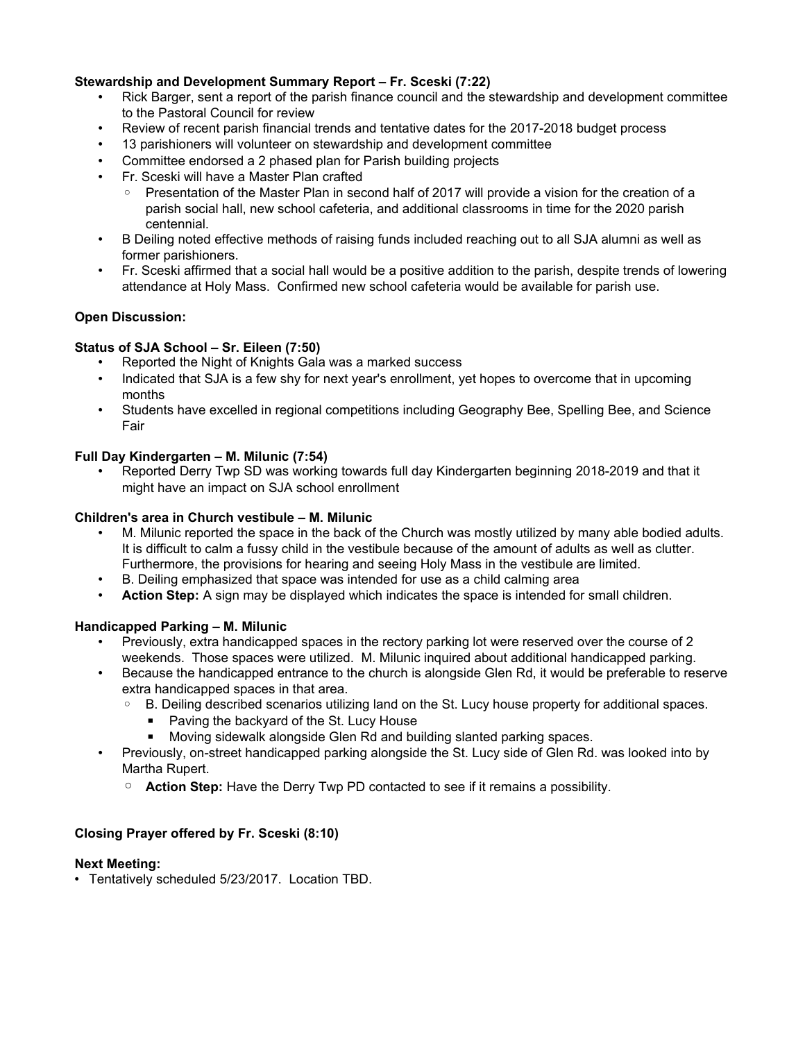**Stewardship and Development Summary Report – Fr. Sceski (7:22)**

- Rick Barger, sent a report of the parish finance council and the stewardship and development committee to the Pastoral Council for review
- Review of recent parish financial trends and tentative dates for the 2017-2018 budget process
- 13 parishioners will volunteer on stewardship and development committee
- Committee endorsed a 2 phased plan for Parish building projects
- Fr. Sceski will have a Master Plan crafted
    - Presentation of the Master Plan in second half of 2017 will provide a vision for the creation of a parish social hall, new school cafeteria, and additional classrooms in time for the 2020 parish centennial.
- B Deiling noted effective methods of raising funds included reaching out to all SJA alumni as well as former parishioners.
- Fr. Sceski affirmed that a social hall would be a positive addition to the parish, despite trends of lowering attendance at Holy Mass. Confirmed new school cafeteria would be available for parish use.

**Open Discussion:**

**Status of SJA School – Sr. Eileen (7:50)**

- Reported the Night of Knights Gala was a marked success
- Indicated that SJA is a few shy for next year's enrollment, yet hopes to overcome that in upcoming months
- Students have excelled in regional competitions including Geography Bee, Spelling Bee, and Science Fair

**Full Day Kindergarten – M. Milunic (7:54)**

- Reported Derry Twp SD was working towards full day Kindergarten beginning 2018-2019 and that it might have an impact on SJA school enrollment

**Children's area in Church vestibule – M. Milunic**

- M. Milunic reported the space in the back of the Church was mostly utilized by many able bodied adults. It is difficult to calm a fussy child in the vestibule because of the amount of adults as well as clutter. Furthermore, the provisions for hearing and seeing Holy Mass in the vestibule are limited.
- B. Deiling emphasized that space was intended for use as a child calming area
- **Action Step:** A sign may be displayed which indicates the space is intended for small children.

**Handicapped Parking – M. Milunic**

- Previously, extra handicapped spaces in the rectory parking lot were reserved over the course of 2 weekends. Those spaces were utilized. M. Milunic inquired about additional handicapped parking.
- Because the handicapped entrance to the church is alongside Glen Rd, it would be preferable to reserve extra handicapped spaces in that area.
    - B. Deiling described scenarios utilizing land on the St. Lucy house property for additional spaces.
        - Paving the backyard of the St. Lucy House
        - Moving sidewalk alongside Glen Rd and building slanted parking spaces.
- Previously, on-street handicapped parking alongside the St. Lucy side of Glen Rd. was looked into by Martha Rupert.
    - **Action Step:** Have the Derry Twp PD contacted to see if it remains a possibility.

**Closing Prayer offered by Fr. Sceski (8:10)**

**Next Meeting:**

- Tentatively scheduled 5/23/2017. Location TBD.